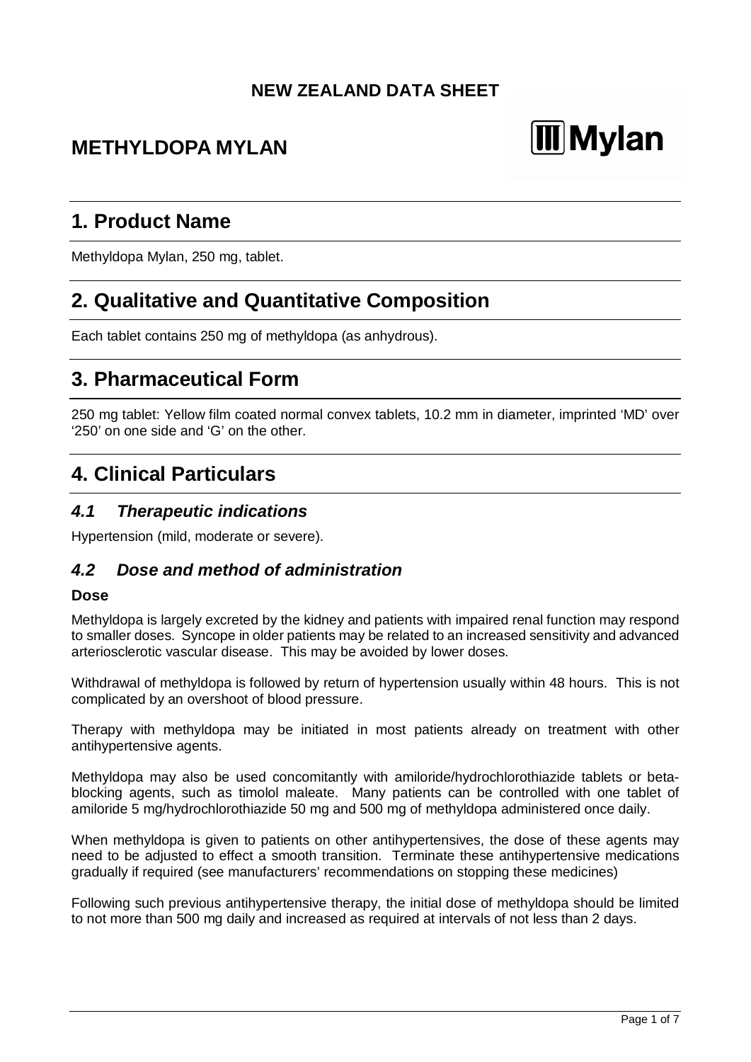**NEW ZEALAND DATA SHEET**

# METHYLDOPA MYLAN

Mylan

## 1. Product Name

Methyldopa Mylan, 250 mg, tablet.

## 2. Qualitative and Quantitative Composition

Each tablet contains 250 mg of methyldopa (as anhydrous).

## 3. Pharmaceutical Form

250 mg tablet: Yellow film coated normal convex tablets, 10.2 mm in diameter, imprinted 'MD' over '250' on one side and 'G' on the other.

## 4. Clinical Particulars

### *4.1 Therapeutic indications*

Hypertension (mild, moderate or severe).

### *4.2 Dose and method of administration*

**Dose**

Methyldopa is largely excreted by the kidney and patients with impaired renal function may respond to smaller doses. Syncope in older patients may be related to an increased sensitivity and advanced arteriosclerotic vascular disease. This may be avoided by lower doses.

Withdrawal of methyldopa is followed by return of hypertension usually within 48 hours. This is not complicated by an overshoot of blood pressure.

Therapy with methyldopa may be initiated in most patients already on treatment with other antihypertensive agents.

Methyldopa may also be used concomitantly with amiloride/hydrochlorothiazide tablets or beta-blocking agents, such as timolol maleate. Many patients can be controlled with one tablet of amiloride 5 mg/hydrochlorothiazide 50 mg and 500 mg of methyldopa administered once daily.

When methyldopa is given to patients on other antihypertensives, the dose of these agents may need to be adjusted to effect a smooth transition. Terminate these antihypertensive medications gradually if required (see manufacturers' recommendations on stopping these medicines)

Following such previous antihypertensive therapy, the initial dose of methyldopa should be limited to not more than 500 mg daily and increased as required at intervals of not less than 2 days.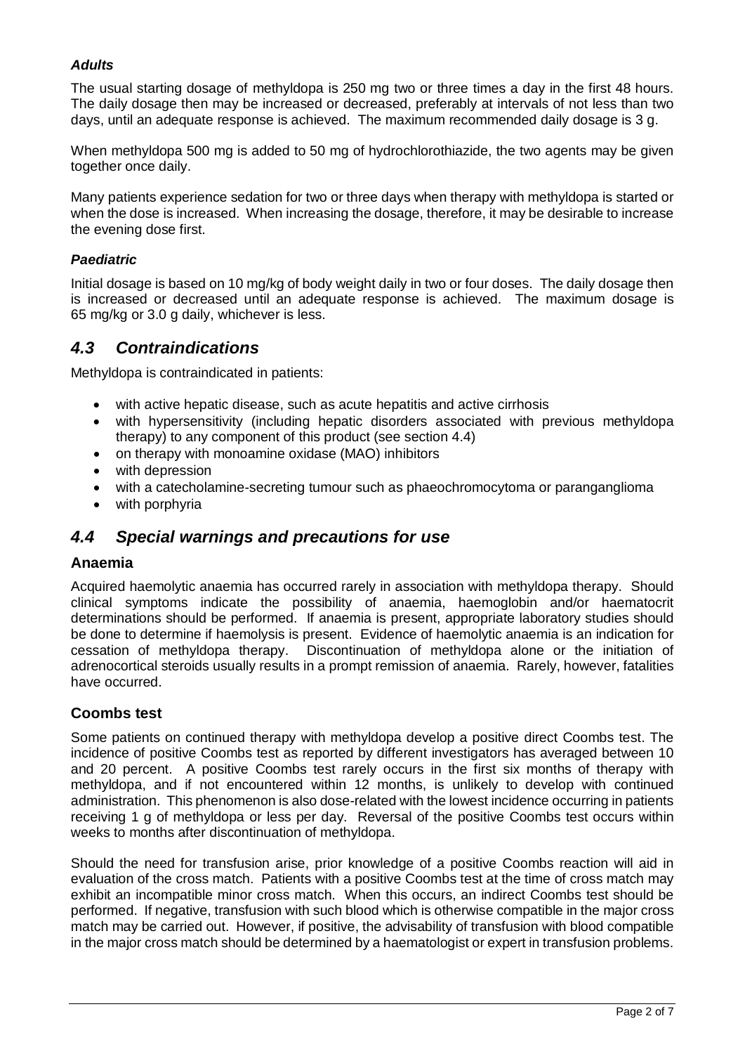#### *Adults*

The usual starting dosage of methyldopa is 250 mg two or three times a day in the first 48 hours. The daily dosage then may be increased or decreased, preferably at intervals of not less than two days, until an adequate response is achieved. The maximum recommended daily dosage is 3 g.

When methyldopa 500 mg is added to 50 mg of hydrochlorothiazide, the two agents may be given together once daily.

Many patients experience sedation for two or three days when therapy with methyldopa is started or when the dose is increased. When increasing the dosage, therefore, it may be desirable to increase the evening dose first.

#### *Paediatric*

Initial dosage is based on 10 mg/kg of body weight daily in two or four doses. The daily dosage then is increased or decreased until an adequate response is achieved. The maximum dosage is 65 mg/kg or 3.0 g daily, whichever is less.

## *4.3 Contraindications*

Methyldopa is contraindicated in patients:

- with active hepatic disease, such as acute hepatitis and active cirrhosis
- with hypersensitivity (including hepatic disorders associated with previous methyldopa therapy) to any component of this product (see section 4.4)
- on therapy with monoamine oxidase (MAO) inhibitors
- with depression
- with a catecholamine-secreting tumour such as phaeochromocytoma or paranganglioma
- with porphyria

## *4.4 Special warnings and precautions for use*

### Anaemia

Acquired haemolytic anaemia has occurred rarely in association with methyldopa therapy. Should clinical symptoms indicate the possibility of anaemia, haemoglobin and/or haematocrit determinations should be performed. If anaemia is present, appropriate laboratory studies should be done to determine if haemolysis is present. Evidence of haemolytic anaemia is an indication for cessation of methyldopa therapy. Discontinuation of methyldopa alone or the initiation of adrenocortical steroids usually results in a prompt remission of anaemia. Rarely, however, fatalities have occurred.

### Coombs test

Some patients on continued therapy with methyldopa develop a positive direct Coombs test. The incidence of positive Coombs test as reported by different investigators has averaged between 10 and 20 percent. A positive Coombs test rarely occurs in the first six months of therapy with methyldopa, and if not encountered within 12 months, is unlikely to develop with continued administration. This phenomenon is also dose-related with the lowest incidence occurring in patients receiving 1 g of methyldopa or less per day. Reversal of the positive Coombs test occurs within weeks to months after discontinuation of methyldopa.

Should the need for transfusion arise, prior knowledge of a positive Coombs reaction will aid in evaluation of the cross match. Patients with a positive Coombs test at the time of cross match may exhibit an incompatible minor cross match. When this occurs, an indirect Coombs test should be performed. If negative, transfusion with such blood which is otherwise compatible in the major cross match may be carried out. However, if positive, the advisability of transfusion with blood compatible in the major cross match should be determined by a haematologist or expert in transfusion problems.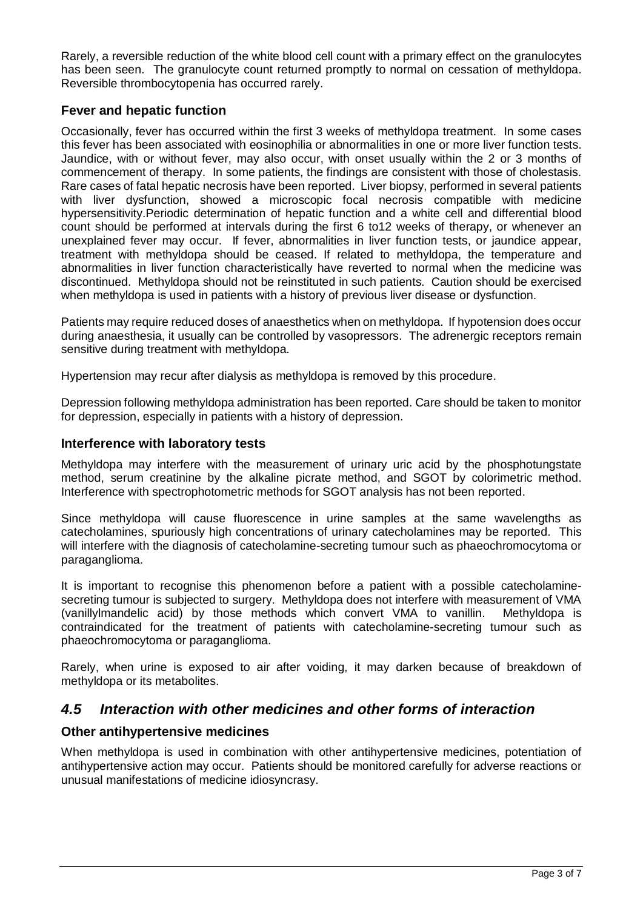Rarely, a reversible reduction of the white blood cell count with a primary effect on the granulocytes has been seen. The granulocyte count returned promptly to normal on cessation of methyldopa. Reversible thrombocytopenia has occurred rarely.

### Fever and hepatic function

Occasionally, fever has occurred within the first 3 weeks of methyldopa treatment. In some cases this fever has been associated with eosinophilia or abnormalities in one or more liver function tests. Jaundice, with or without fever, may also occur, with onset usually within the 2 or 3 months of commencement of therapy. In some patients, the findings are consistent with those of cholestasis. Rare cases of fatal hepatic necrosis have been reported. Liver biopsy, performed in several patients with liver dysfunction, showed a microscopic focal necrosis compatible with medicine hypersensitivity.Periodic determination of hepatic function and a white cell and differential blood count should be performed at intervals during the first 6 to12 weeks of therapy, or whenever an unexplained fever may occur. If fever, abnormalities in liver function tests, or jaundice appear, treatment with methyldopa should be ceased. If related to methyldopa, the temperature and abnormalities in liver function characteristically have reverted to normal when the medicine was discontinued. Methyldopa should not be reinstituted in such patients. Caution should be exercised when methyldopa is used in patients with a history of previous liver disease or dysfunction.

Patients may require reduced doses of anaesthetics when on methyldopa. If hypotension does occur during anaesthesia, it usually can be controlled by vasopressors. The adrenergic receptors remain sensitive during treatment with methyldopa.

Hypertension may recur after dialysis as methyldopa is removed by this procedure.

Depression following methyldopa administration has been reported. Care should be taken to monitor for depression, especially in patients with a history of depression.

### Interference with laboratory tests

Methyldopa may interfere with the measurement of urinary uric acid by the phosphotungstate method, serum creatinine by the alkaline picrate method, and SGOT by colorimetric method. Interference with spectrophotometric methods for SGOT analysis has not been reported.

Since methyldopa will cause fluorescence in urine samples at the same wavelengths as catecholamines, spuriously high concentrations of urinary catecholamines may be reported. This will interfere with the diagnosis of catecholamine-secreting tumour such as phaeochromocytoma or paraganglioma.

It is important to recognise this phenomenon before a patient with a possible catecholamine-secreting tumour is subjected to surgery. Methyldopa does not interfere with measurement of VMA (vanillylmandelic acid) by those methods which convert VMA to vanillin. Methyldopa is contraindicated for the treatment of patients with catecholamine-secreting tumour such as phaeochromocytoma or paraganglioma.

Rarely, when urine is exposed to air after voiding, it may darken because of breakdown of methyldopa or its metabolites.

## *4.5 Interaction with other medicines and other forms of interaction*

### Other antihypertensive medicines

When methyldopa is used in combination with other antihypertensive medicines, potentiation of antihypertensive action may occur. Patients should be monitored carefully for adverse reactions or unusual manifestations of medicine idiosyncrasy.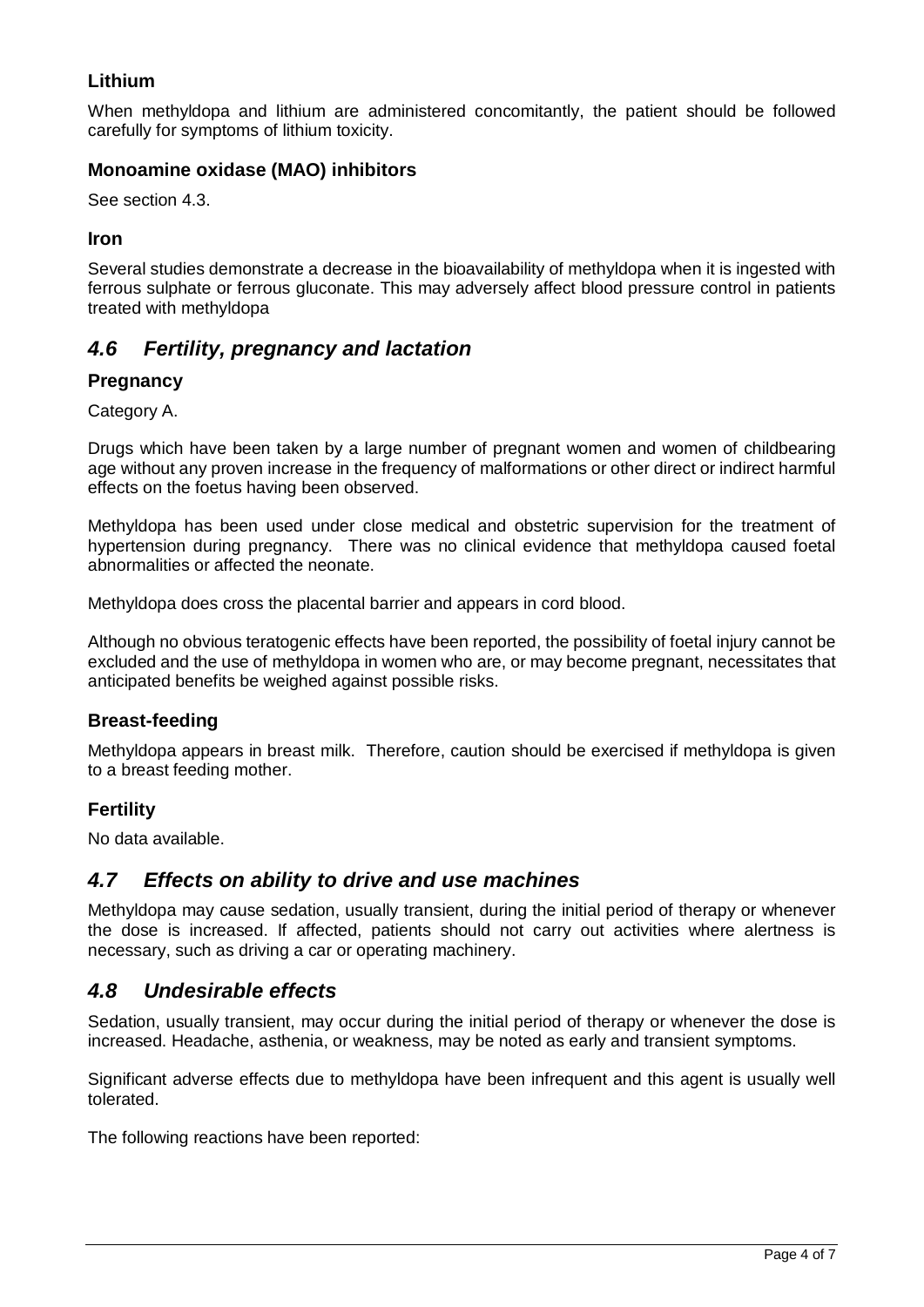### Lithium

When methyldopa and lithium are administered concomitantly, the patient should be followed carefully for symptoms of lithium toxicity.

### Monoamine oxidase (MAO) inhibitors

See section 4.3.

### Iron

Several studies demonstrate a decrease in the bioavailability of methyldopa when it is ingested with ferrous sulphate or ferrous gluconate. This may adversely affect blood pressure control in patients treated with methyldopa

## *4.6 Fertility, pregnancy and lactation*

### Pregnancy

Category A.

Drugs which have been taken by a large number of pregnant women and women of childbearing age without any proven increase in the frequency of malformations or other direct or indirect harmful effects on the foetus having been observed.

Methyldopa has been used under close medical and obstetric supervision for the treatment of hypertension during pregnancy. There was no clinical evidence that methyldopa caused foetal abnormalities or affected the neonate.

Methyldopa does cross the placental barrier and appears in cord blood.

Although no obvious teratogenic effects have been reported, the possibility of foetal injury cannot be excluded and the use of methyldopa in women who are, or may become pregnant, necessitates that anticipated benefits be weighed against possible risks.

### Breast-feeding

Methyldopa appears in breast milk. Therefore, caution should be exercised if methyldopa is given to a breast feeding mother.

### Fertility

No data available.

## *4.7 Effects on ability to drive and use machines*

Methyldopa may cause sedation, usually transient, during the initial period of therapy or whenever the dose is increased. If affected, patients should not carry out activities where alertness is necessary, such as driving a car or operating machinery.

## *4.8 Undesirable effects*

Sedation, usually transient, may occur during the initial period of therapy or whenever the dose is increased. Headache, asthenia, or weakness, may be noted as early and transient symptoms.

Significant adverse effects due to methyldopa have been infrequent and this agent is usually well tolerated.

The following reactions have been reported: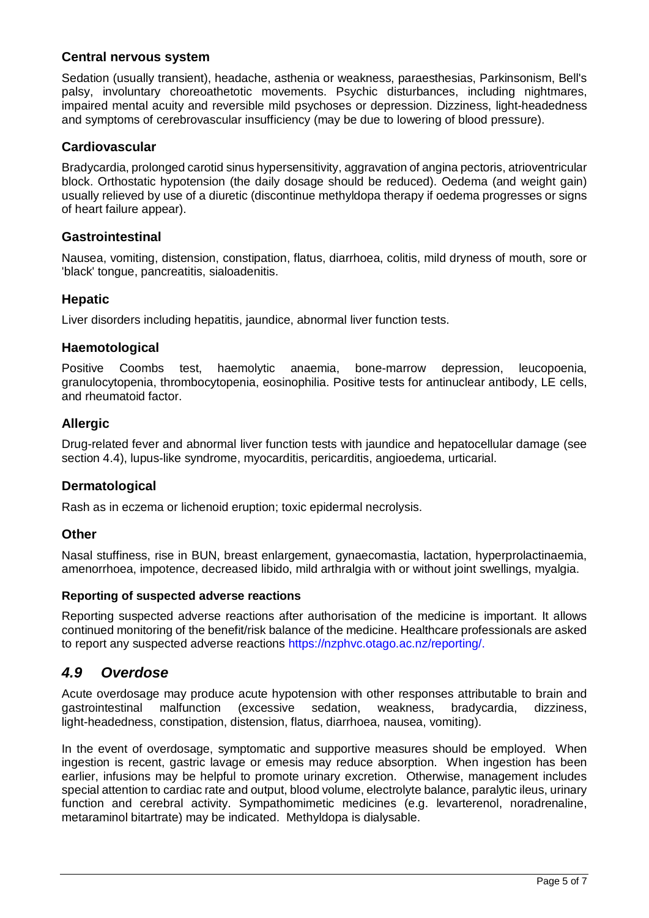### Central nervous system

Sedation (usually transient), headache, asthenia or weakness, paraesthesias, Parkinsonism, Bell's palsy, involuntary choreoathetotic movements. Psychic disturbances, including nightmares, impaired mental acuity and reversible mild psychoses or depression. Dizziness, light-headedness and symptoms of cerebrovascular insufficiency (may be due to lowering of blood pressure).

### Cardiovascular

Bradycardia, prolonged carotid sinus hypersensitivity, aggravation of angina pectoris, atrioventricular block. Orthostatic hypotension (the daily dosage should be reduced). Oedema (and weight gain) usually relieved by use of a diuretic (discontinue methyldopa therapy if oedema progresses or signs of heart failure appear).

### Gastrointestinal

Nausea, vomiting, distension, constipation, flatus, diarrhoea, colitis, mild dryness of mouth, sore or 'black' tongue, pancreatitis, sialoadenitis.

### Hepatic

Liver disorders including hepatitis, jaundice, abnormal liver function tests.

### Haemotological

Positive Coombs test, haemolytic anaemia, bone-marrow depression, leucopoenia, granulocytopenia, thrombocytopenia, eosinophilia. Positive tests for antinuclear antibody, LE cells, and rheumatoid factor.

### Allergic

Drug-related fever and abnormal liver function tests with jaundice and hepatocellular damage (see section 4.4), lupus-like syndrome, myocarditis, pericarditis, angioedema, urticarial.

### Dermatological

Rash as in eczema or lichenoid eruption; toxic epidermal necrolysis.

### Other

Nasal stuffiness, rise in BUN, breast enlargement, gynaecomastia, lactation, hyperprolactinaemia, amenorrhoea, impotence, decreased libido, mild arthralgia with or without joint swellings, myalgia.

#### Reporting of suspected adverse reactions

Reporting suspected adverse reactions after authorisation of the medicine is important. It allows continued monitoring of the benefit/risk balance of the medicine. Healthcare professionals are asked to report any suspected adverse reactions https://nzphvc.otago.ac.nz/reporting/.

## *4.9 Overdose*

Acute overdosage may produce acute hypotension with other responses attributable to brain and gastrointestinal malfunction (excessive sedation, weakness, bradycardia, dizziness, light-headedness, constipation, distension, flatus, diarrhoea, nausea, vomiting).

In the event of overdosage, symptomatic and supportive measures should be employed. When ingestion is recent, gastric lavage or emesis may reduce absorption. When ingestion has been earlier, infusions may be helpful to promote urinary excretion. Otherwise, management includes special attention to cardiac rate and output, blood volume, electrolyte balance, paralytic ileus, urinary function and cerebral activity. Sympathomimetic medicines (e.g. levarterenol, noradrenaline, metaraminol bitartrate) may be indicated. Methyldopa is dialysable.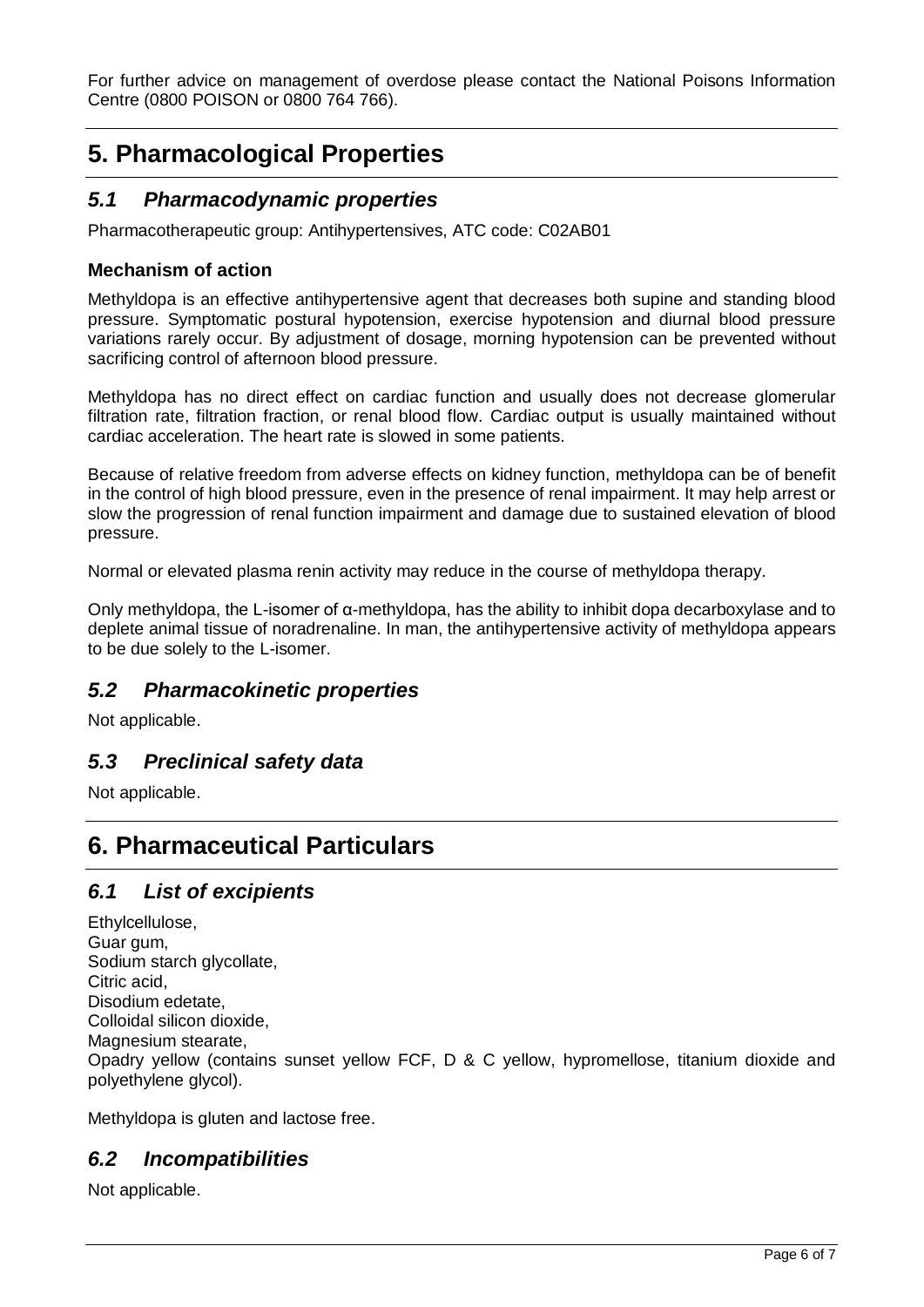For further advice on management of overdose please contact the National Poisons Information Centre (0800 POISON or 0800 764 766).

# 5. Pharmacological Properties

## *5.1 Pharmacodynamic properties*

Pharmacotherapeutic group: Antihypertensives, ATC code: C02AB01

### Mechanism of action

Methyldopa is an effective antihypertensive agent that decreases both supine and standing blood pressure. Symptomatic postural hypotension, exercise hypotension and diurnal blood pressure variations rarely occur. By adjustment of dosage, morning hypotension can be prevented without sacrificing control of afternoon blood pressure.

Methyldopa has no direct effect on cardiac function and usually does not decrease glomerular filtration rate, filtration fraction, or renal blood flow. Cardiac output is usually maintained without cardiac acceleration. The heart rate is slowed in some patients.

Because of relative freedom from adverse effects on kidney function, methyldopa can be of benefit in the control of high blood pressure, even in the presence of renal impairment. It may help arrest or slow the progression of renal function impairment and damage due to sustained elevation of blood pressure.

Normal or elevated plasma renin activity may reduce in the course of methyldopa therapy.

Only methyldopa, the L-isomer of α-methyldopa, has the ability to inhibit dopa decarboxylase and to deplete animal tissue of noradrenaline. In man, the antihypertensive activity of methyldopa appears to be due solely to the L-isomer.

## *5.2 Pharmacokinetic properties*

Not applicable.

## *5.3 Preclinical safety data*

Not applicable.

# 6. Pharmaceutical Particulars

## *6.1 List of excipients*

Ethylcellulose,
Guar gum,
Sodium starch glycollate,
Citric acid,
Disodium edetate,
Colloidal silicon dioxide,
Magnesium stearate,
Opadry yellow (contains sunset yellow FCF, D & C yellow, hypromellose, titanium dioxide and polyethylene glycol).

Methyldopa is gluten and lactose free.

## *6.2 Incompatibilities*

Not applicable.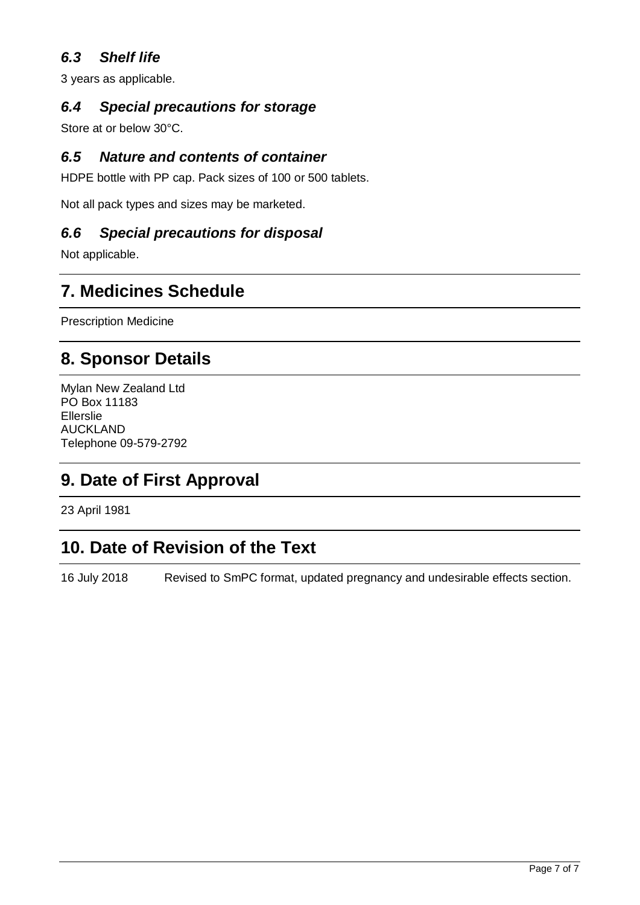### *6.3 Shelf life*

3 years as applicable.

### *6.4 Special precautions for storage*

Store at or below 30°C.

### *6.5 Nature and contents of container*

HDPE bottle with PP cap. Pack sizes of 100 or 500 tablets.

Not all pack types and sizes may be marketed.

### *6.6 Special precautions for disposal*

Not applicable.

## 7. Medicines Schedule

Prescription Medicine

## 8. Sponsor Details

Mylan New Zealand Ltd
PO Box 11183
Ellerslie
AUCKLAND
Telephone 09-579-2792

## 9. Date of First Approval

23 April 1981

## 10. Date of Revision of the Text

16 July 2018 Revised to SmPC format, updated pregnancy and undesirable effects section.